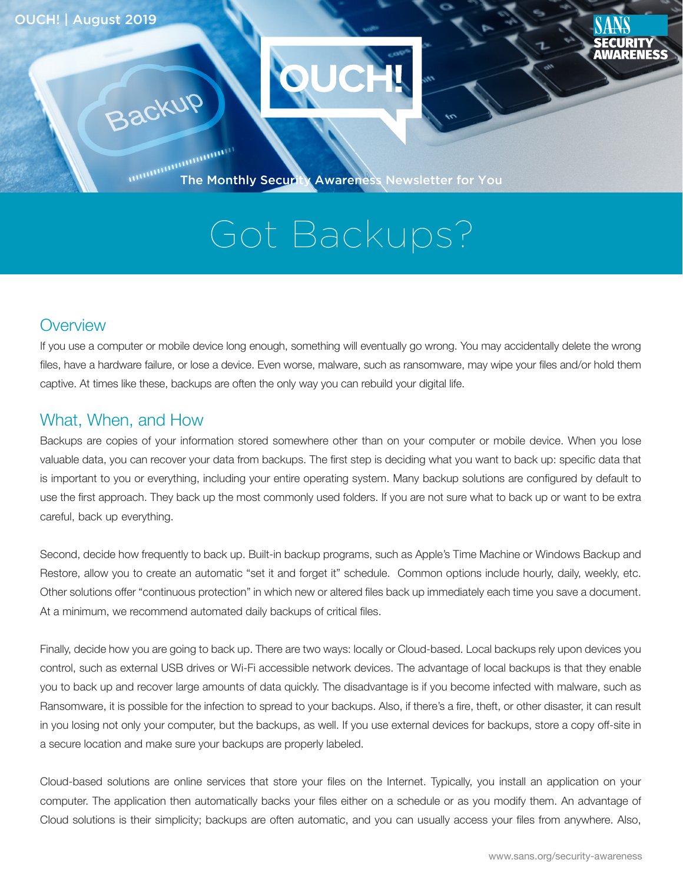OUCH! | August 2019

# OUCH!

The Monthly Security Awareness Newsletter for You

# Got Backups?

## Overview

If you use a computer or mobile device long enough, something will eventually go wrong. You may accidentally delete the wrong files, have a hardware failure, or lose a device. Even worse, malware, such as ransomware, may wipe your files and/or hold them captive. At times like these, backups are often the only way you can rebuild your digital life.

## What, When, and How

Backups are copies of your information stored somewhere other than on your computer or mobile device. When you lose valuable data, you can recover your data from backups. The first step is deciding what you want to back up: specific data that is important to you or everything, including your entire operating system. Many backup solutions are configured by default to use the first approach. They back up the most commonly used folders. If you are not sure what to back up or want to be extra careful, back up everything.

Second, decide how frequently to back up. Built-in backup programs, such as Apple's Time Machine or Windows Backup and Restore, allow you to create an automatic "set it and forget it" schedule. Common options include hourly, daily, weekly, etc. Other solutions offer "continuous protection" in which new or altered files back up immediately each time you save a document. At a minimum, we recommend automated daily backups of critical files.

Finally, decide how you are going to back up. There are two ways: locally or Cloud-based. Local backups rely upon devices you control, such as external USB drives or Wi-Fi accessible network devices. The advantage of local backups is that they enable you to back up and recover large amounts of data quickly. The disadvantage is if you become infected with malware, such as Ransomware, it is possible for the infection to spread to your backups. Also, if there's a fire, theft, or other disaster, it can result in you losing not only your computer, but the backups, as well. If you use external devices for backups, store a copy off-site in a secure location and make sure your backups are properly labeled.

Cloud-based solutions are online services that store your files on the Internet. Typically, you install an application on your computer. The application then automatically backs your files either on a schedule or as you modify them. An advantage of Cloud solutions is their simplicity; backups are often automatic, and you can usually access your files from anywhere. Also,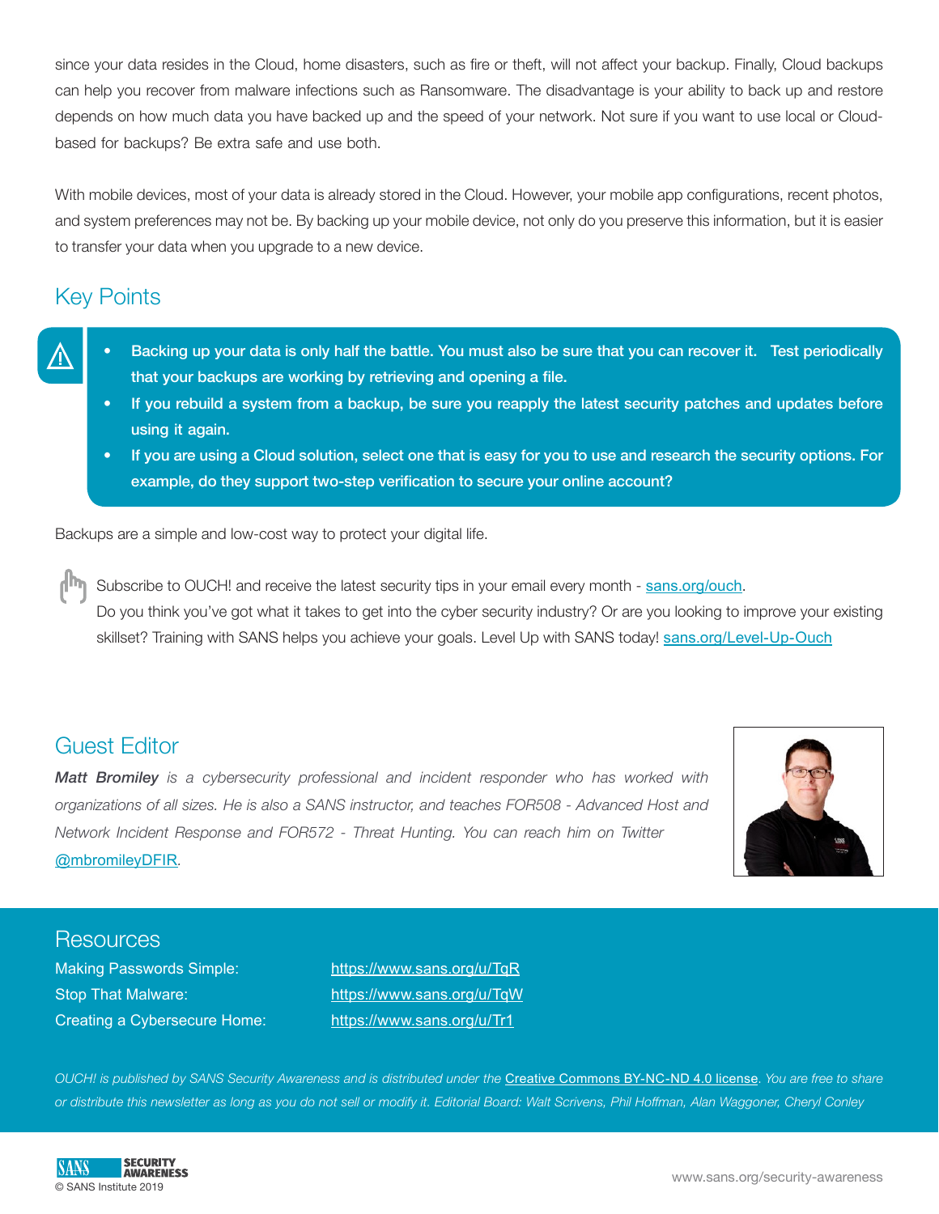since your data resides in the Cloud, home disasters, such as fire or theft, will not affect your backup. Finally, Cloud backups can help you recover from malware infections such as Ransomware. The disadvantage is your ability to back up and restore depends on how much data you have backed up and the speed of your network. Not sure if you want to use local or Cloud-based for backups? Be extra safe and use both.

With mobile devices, most of your data is already stored in the Cloud. However, your mobile app configurations, recent photos, and system preferences may not be. By backing up your mobile device, not only do you preserve this information, but it is easier to transfer your data when you upgrade to a new device.

## Key Points

- Backing up your data is only half the battle. You must also be sure that you can recover it. Test periodically that your backups are working by retrieving and opening a file.
- If you rebuild a system from a backup, be sure you reapply the latest security patches and updates before using it again.
- If you are using a Cloud solution, select one that is easy for you to use and research the security options. For example, do they support two-step verification to secure your online account?

Backups are a simple and low-cost way to protect your digital life.

Subscribe to OUCH! and receive the latest security tips in your email every month - sans.org/ouch.
Do you think you've got what it takes to get into the cyber security industry? Or are you looking to improve your existing skillset? Training with SANS helps you achieve your goals. Level Up with SANS today! sans.org/Level-Up-Ouch

## Guest Editor

***Matt Bromiley*** *is a cybersecurity professional and incident responder who has worked with organizations of all sizes. He is also a SANS instructor, and teaches FOR508 - Advanced Host and Network Incident Response and FOR572 - Threat Hunting. You can reach him on Twitter* @mbromileyDFIR.

## Resources

| | |
|---|---|
| Making Passwords Simple: | https://www.sans.org/u/TqR |
| Stop That Malware: | https://www.sans.org/u/TqW |
| Creating a Cybersecure Home: | https://www.sans.org/u/Tr1 |

*OUCH! is published by SANS Security Awareness and is distributed under the* Creative Commons BY-NC-ND 4.0 license*. You are free to share or distribute this newsletter as long as you do not sell or modify it. Editorial Board: Walt Scrivens, Phil Hoffman, Alan Waggoner, Cheryl Conley*

© SANS Institute 2019